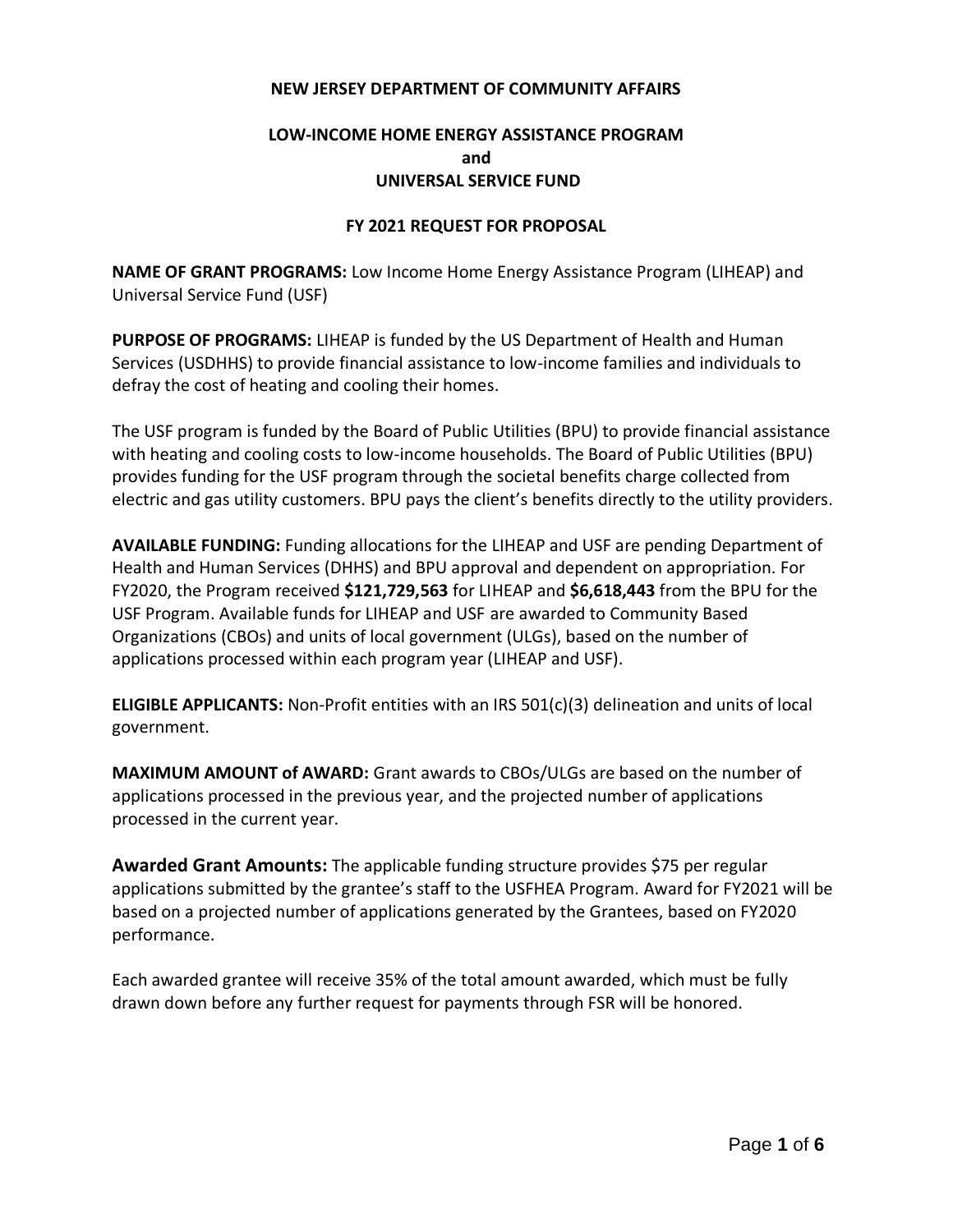**NEW JERSEY DEPARTMENT OF COMMUNITY AFFAIRS**

**LOW-INCOME HOME ENERGY ASSISTANCE PROGRAM**
**and**
**UNIVERSAL SERVICE FUND**

**FY 2021 REQUEST FOR PROPOSAL**

**NAME OF GRANT PROGRAMS:** Low Income Home Energy Assistance Program (LIHEAP) and Universal Service Fund (USF)

**PURPOSE OF PROGRAMS:** LIHEAP is funded by the US Department of Health and Human Services (USDHHS) to provide financial assistance to low-income families and individuals to defray the cost of heating and cooling their homes.

The USF program is funded by the Board of Public Utilities (BPU) to provide financial assistance with heating and cooling costs to low-income households. The Board of Public Utilities (BPU) provides funding for the USF program through the societal benefits charge collected from electric and gas utility customers. BPU pays the client's benefits directly to the utility providers.

**AVAILABLE FUNDING:** Funding allocations for the LIHEAP and USF are pending Department of Health and Human Services (DHHS) and BPU approval and dependent on appropriation. For FY2020, the Program received **$121,729,563** for LIHEAP and **$6,618,443** from the BPU for the USF Program. Available funds for LIHEAP and USF are awarded to Community Based Organizations (CBOs) and units of local government (ULGs), based on the number of applications processed within each program year (LIHEAP and USF).

**ELIGIBLE APPLICANTS:** Non-Profit entities with an IRS 501(c)(3) delineation and units of local government.

**MAXIMUM AMOUNT of AWARD:** Grant awards to CBOs/ULGs are based on the number of applications processed in the previous year, and the projected number of applications processed in the current year.

**Awarded Grant Amounts:** The applicable funding structure provides $75 per regular applications submitted by the grantee's staff to the USFHEA Program. Award for FY2021 will be based on a projected number of applications generated by the Grantees, based on FY2020 performance.

Each awarded grantee will receive 35% of the total amount awarded, which must be fully drawn down before any further request for payments through FSR will be honored.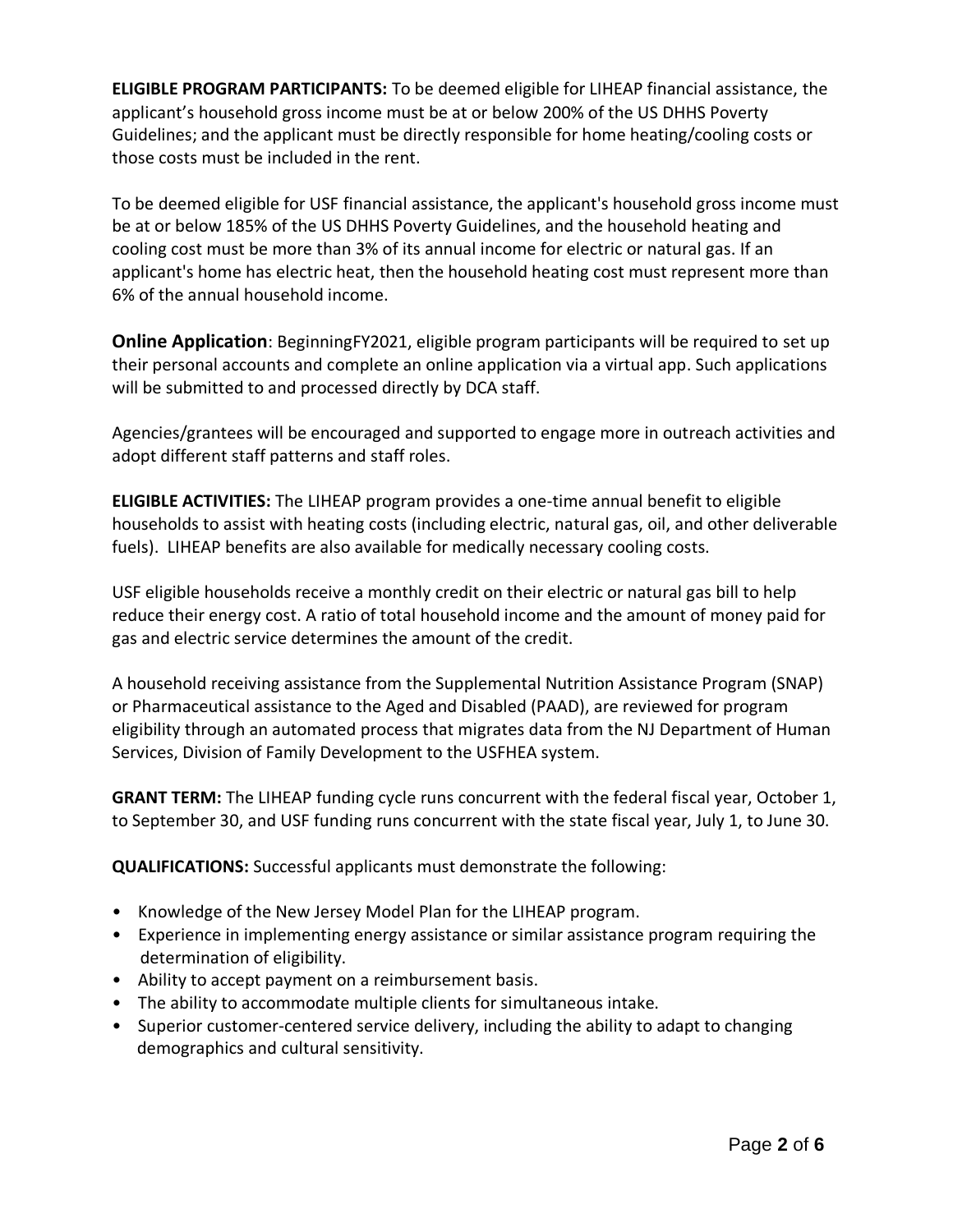**ELIGIBLE PROGRAM PARTICIPANTS:** To be deemed eligible for LIHEAP financial assistance, the applicant's household gross income must be at or below 200% of the US DHHS Poverty Guidelines; and the applicant must be directly responsible for home heating/cooling costs or those costs must be included in the rent.

To be deemed eligible for USF financial assistance, the applicant's household gross income must be at or below 185% of the US DHHS Poverty Guidelines, and the household heating and cooling cost must be more than 3% of its annual income for electric or natural gas. If an applicant's home has electric heat, then the household heating cost must represent more than 6% of the annual household income.

**Online Application**: BeginningFY2021, eligible program participants will be required to set up their personal accounts and complete an online application via a virtual app. Such applications will be submitted to and processed directly by DCA staff.

Agencies/grantees will be encouraged and supported to engage more in outreach activities and adopt different staff patterns and staff roles.

**ELIGIBLE ACTIVITIES:** The LIHEAP program provides a one-time annual benefit to eligible households to assist with heating costs (including electric, natural gas, oil, and other deliverable fuels). LIHEAP benefits are also available for medically necessary cooling costs.

USF eligible households receive a monthly credit on their electric or natural gas bill to help reduce their energy cost. A ratio of total household income and the amount of money paid for gas and electric service determines the amount of the credit.

A household receiving assistance from the Supplemental Nutrition Assistance Program (SNAP) or Pharmaceutical assistance to the Aged and Disabled (PAAD), are reviewed for program eligibility through an automated process that migrates data from the NJ Department of Human Services, Division of Family Development to the USFHEA system.

**GRANT TERM:** The LIHEAP funding cycle runs concurrent with the federal fiscal year, October 1, to September 30, and USF funding runs concurrent with the state fiscal year, July 1, to June 30.

**QUALIFICATIONS:** Successful applicants must demonstrate the following:

- Knowledge of the New Jersey Model Plan for the LIHEAP program.
- Experience in implementing energy assistance or similar assistance program requiring the determination of eligibility.
- Ability to accept payment on a reimbursement basis.
- The ability to accommodate multiple clients for simultaneous intake.
- Superior customer-centered service delivery, including the ability to adapt to changing demographics and cultural sensitivity.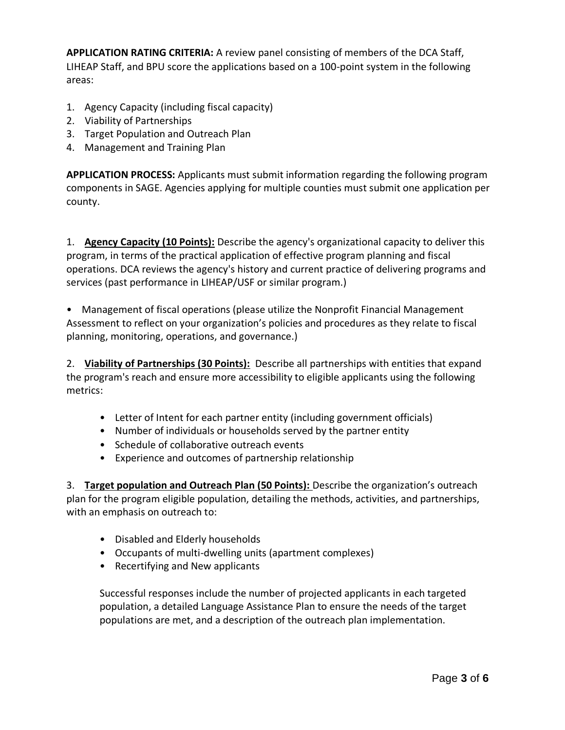**APPLICATION RATING CRITERIA:** A review panel consisting of members of the DCA Staff, LIHEAP Staff, and BPU score the applications based on a 100-point system in the following areas:

1. Agency Capacity (including fiscal capacity)
2. Viability of Partnerships
3. Target Population and Outreach Plan
4. Management and Training Plan

**APPLICATION PROCESS:** Applicants must submit information regarding the following program components in SAGE. Agencies applying for multiple counties must submit one application per county.

1. **Agency Capacity (10 Points):** Describe the agency's organizational capacity to deliver this program, in terms of the practical application of effective program planning and fiscal operations. DCA reviews the agency's history and current practice of delivering programs and services (past performance in LIHEAP/USF or similar program.)

- Management of fiscal operations (please utilize the Nonprofit Financial Management Assessment to reflect on your organization's policies and procedures as they relate to fiscal planning, monitoring, operations, and governance.)

2. **Viability of Partnerships (30 Points):** Describe all partnerships with entities that expand the program's reach and ensure more accessibility to eligible applicants using the following metrics:

   - Letter of Intent for each partner entity (including government officials)
   - Number of individuals or households served by the partner entity
   - Schedule of collaborative outreach events
   - Experience and outcomes of partnership relationship

3. **Target population and Outreach Plan (50 Points):** Describe the organization's outreach plan for the program eligible population, detailing the methods, activities, and partnerships, with an emphasis on outreach to:

   - Disabled and Elderly households
   - Occupants of multi-dwelling units (apartment complexes)
   - Recertifying and New applicants

   Successful responses include the number of projected applicants in each targeted population, a detailed Language Assistance Plan to ensure the needs of the target populations are met, and a description of the outreach plan implementation.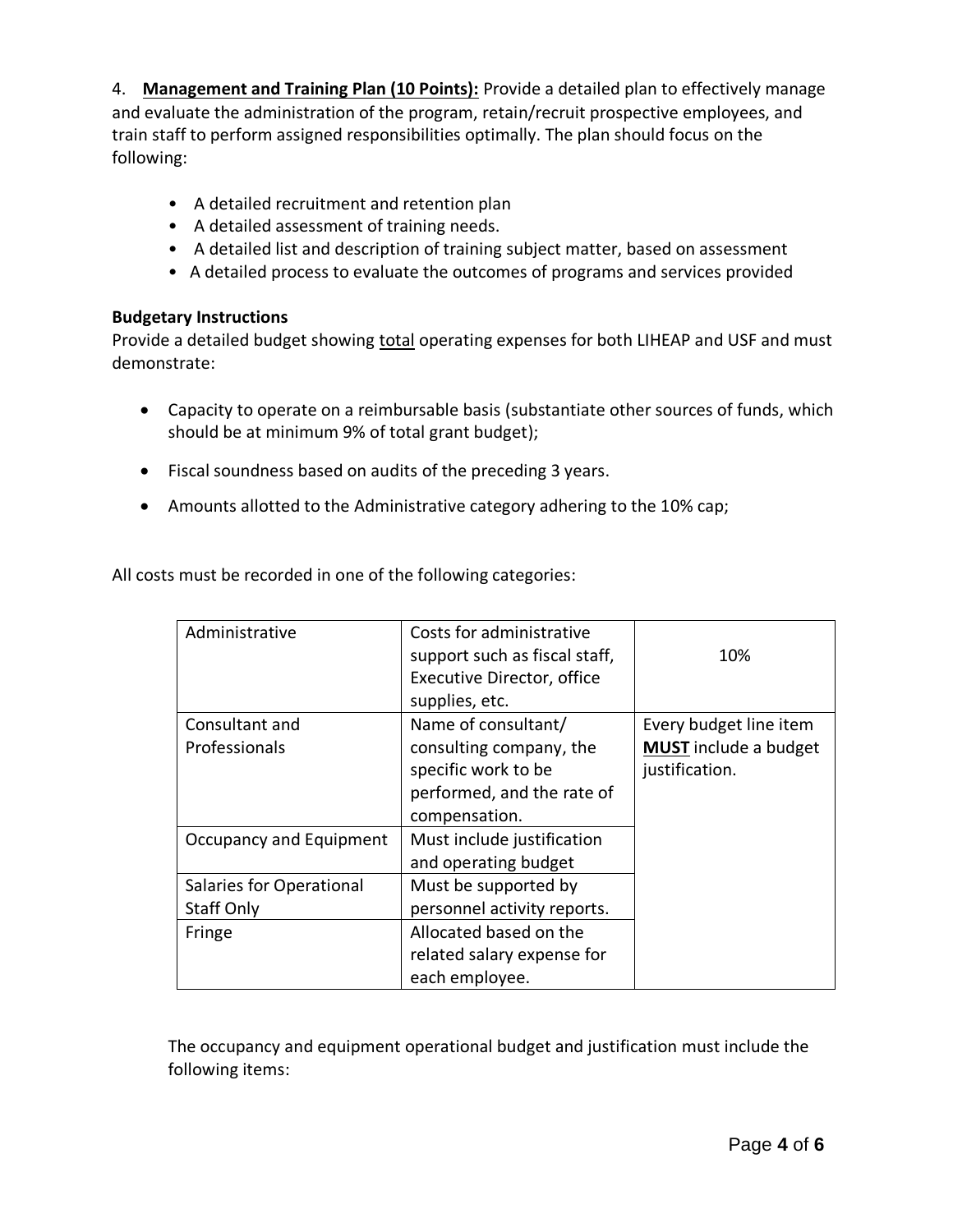4. **Management and Training Plan (10 Points):** Provide a detailed plan to effectively manage and evaluate the administration of the program, retain/recruit prospective employees, and train staff to perform assigned responsibilities optimally. The plan should focus on the following:

- A detailed recruitment and retention plan
- A detailed assessment of training needs.
- A detailed list and description of training subject matter, based on assessment
- A detailed process to evaluate the outcomes of programs and services provided

**Budgetary Instructions**

Provide a detailed budget showing <u>total</u> operating expenses for both LIHEAP and USF and must demonstrate:

- Capacity to operate on a reimbursable basis (substantiate other sources of funds, which should be at minimum 9% of total grant budget);
- Fiscal soundness based on audits of the preceding 3 years.
- Amounts allotted to the Administrative category adhering to the 10% cap;

All costs must be recorded in one of the following categories:

| Administrative | Costs for administrative support such as fiscal staff, Executive Director, office supplies, etc. | 10% |
|---|---|---|
| Consultant and Professionals | Name of consultant/ consulting company, the specific work to be performed, and the rate of compensation. | Every budget line item **MUST** include a budget justification. |
| Occupancy and Equipment | Must include justification and operating budget | |
| Salaries for Operational Staff Only | Must be supported by personnel activity reports. | |
| Fringe | Allocated based on the related salary expense for each employee. | |

The occupancy and equipment operational budget and justification must include the following items: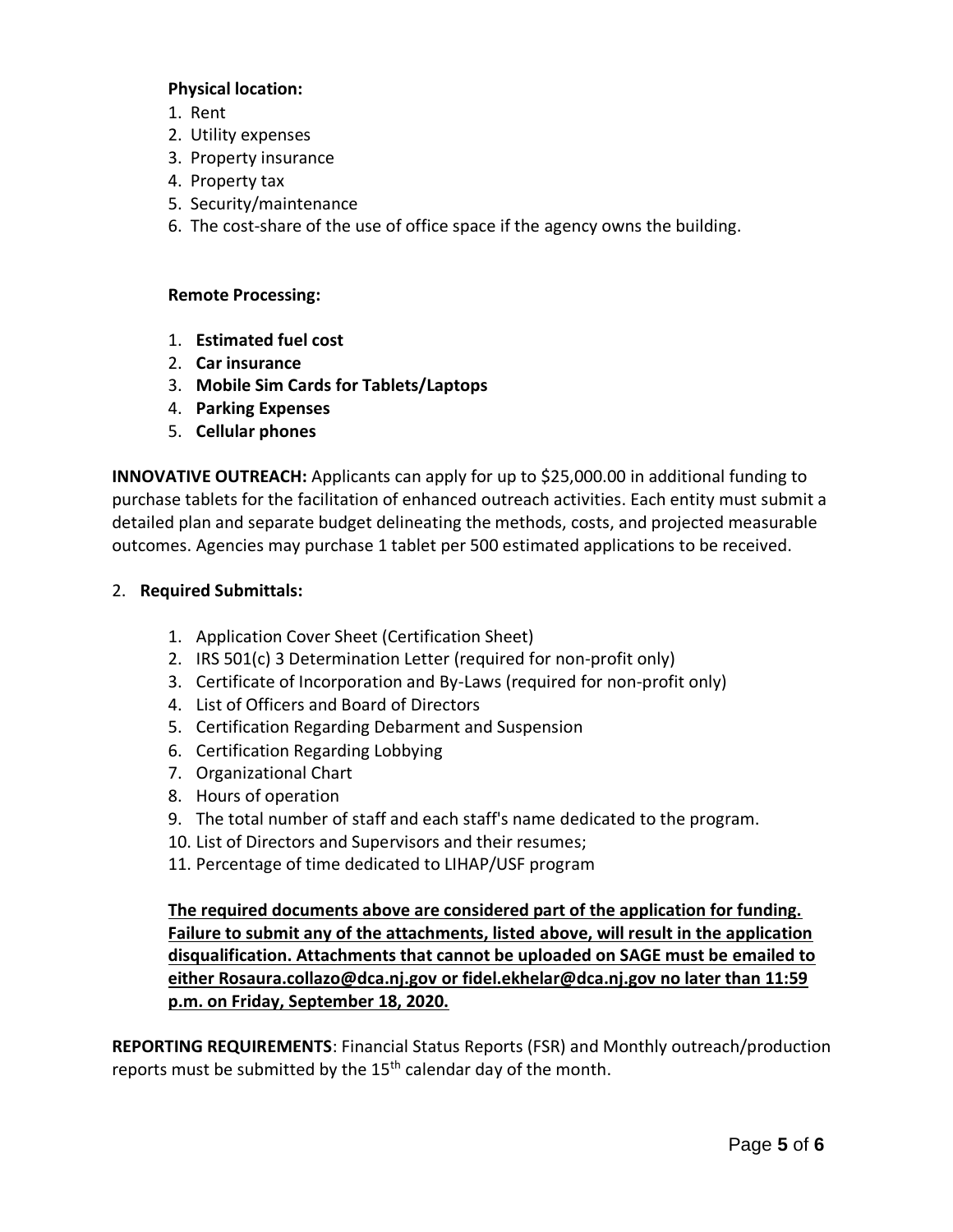**Physical location:**

1. Rent
2. Utility expenses
3. Property insurance
4. Property tax
5. Security/maintenance
6. The cost-share of the use of office space if the agency owns the building.

**Remote Processing:**

1. **Estimated fuel cost**
2. **Car insurance**
3. **Mobile Sim Cards for Tablets/Laptops**
4. **Parking Expenses**
5. **Cellular phones**

**INNOVATIVE OUTREACH:** Applicants can apply for up to $25,000.00 in additional funding to purchase tablets for the facilitation of enhanced outreach activities. Each entity must submit a detailed plan and separate budget delineating the methods, costs, and projected measurable outcomes. Agencies may purchase 1 tablet per 500 estimated applications to be received.

2. **Required Submittals:**

   1. Application Cover Sheet (Certification Sheet)
   2. IRS 501(c) 3 Determination Letter (required for non-profit only)
   3. Certificate of Incorporation and By-Laws (required for non-profit only)
   4. List of Officers and Board of Directors
   5. Certification Regarding Debarment and Suspension
   6. Certification Regarding Lobbying
   7. Organizational Chart
   8. Hours of operation
   9. The total number of staff and each staff's name dedicated to the program.
   10. List of Directors and Supervisors and their resumes;
   11. Percentage of time dedicated to LIHAP/USF program

   **<u>The required documents above are considered part of the application for funding. Failure to submit any of the attachments, listed above, will result in the application disqualification. Attachments that cannot be uploaded on SAGE must be emailed to either Rosaura.collazo@dca.nj.gov or fidel.ekhelar@dca.nj.gov no later than 11:59 p.m. on Friday, September 18, 2020.</u>**

**REPORTING REQUIREMENTS**: Financial Status Reports (FSR) and Monthly outreach/production reports must be submitted by the 15th calendar day of the month.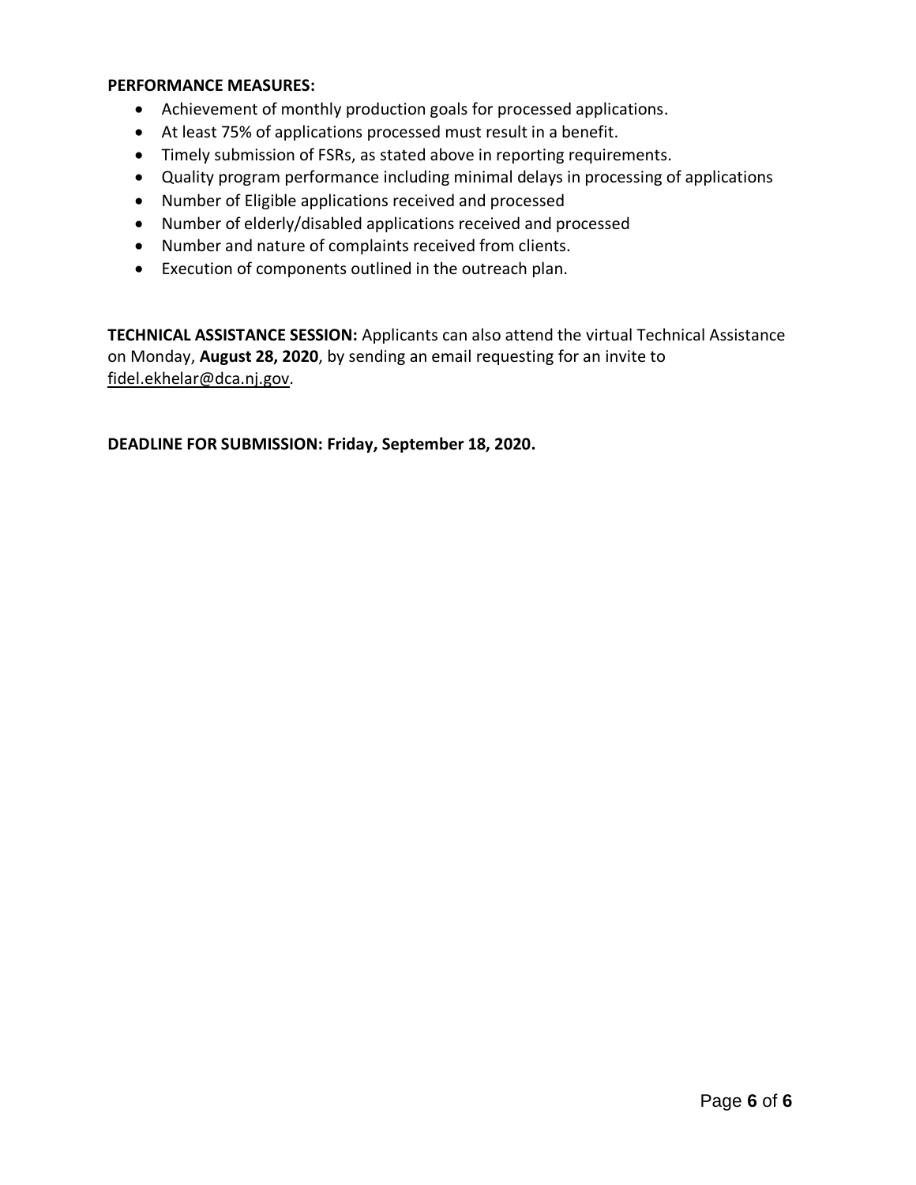**PERFORMANCE MEASURES:**

- Achievement of monthly production goals for processed applications.
- At least 75% of applications processed must result in a benefit.
- Timely submission of FSRs, as stated above in reporting requirements.
- Quality program performance including minimal delays in processing of applications
- Number of Eligible applications received and processed
- Number of elderly/disabled applications received and processed
- Number and nature of complaints received from clients.
- Execution of components outlined in the outreach plan.

**TECHNICAL ASSISTANCE SESSION:** Applicants can also attend the virtual Technical Assistance on Monday, **August 28, 2020**, by sending an email requesting for an invite to fidel.ekhelar@dca.nj.gov.

**DEADLINE FOR SUBMISSION: Friday, September 18, 2020.**